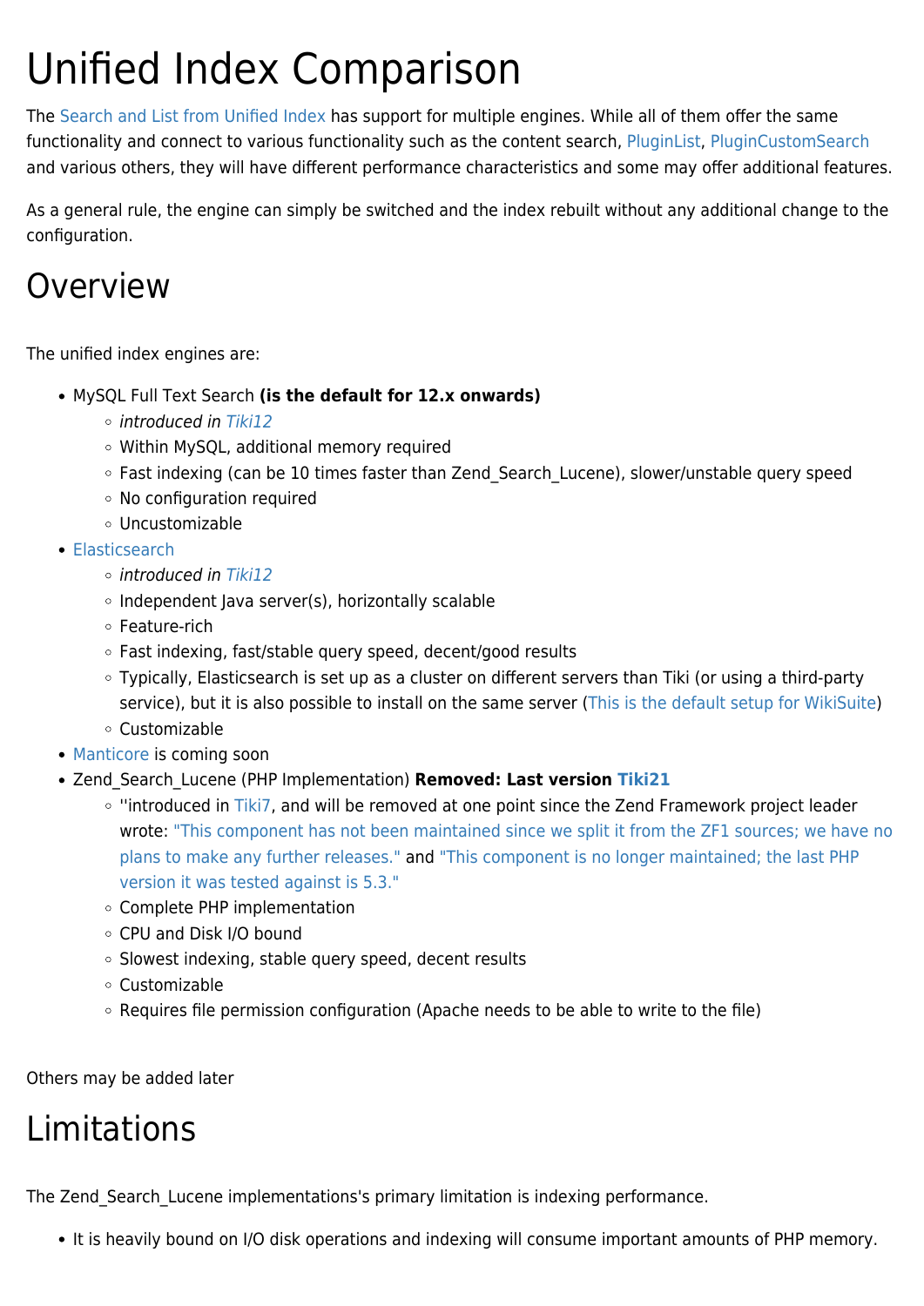# Unified Index Comparison

The Search and List from Unified Index has support for multiple engines. While all of them offer the same functionality and connect to various functionality such as the content search, PluginList, PluginCustomSearch and various others, they will have different performance characteristics and some may offer additional features.

As a general rule, the engine can simply be switched and the index rebuilt without any additional change to the configuration.

## Overview

The unified index engines are:

- MySQL Full Text Search **(is the default for 12.x onwards)**
  - *introduced in Tiki12*
  - Within MySQL, additional memory required
  - Fast indexing (can be 10 times faster than Zend_Search_Lucene), slower/unstable query speed
  - No configuration required
  - Uncustomizable
- Elasticsearch
  - *introduced in Tiki12*
  - Independent Java server(s), horizontally scalable
  - Feature-rich
  - Fast indexing, fast/stable query speed, decent/good results
  - Typically, Elasticsearch is set up as a cluster on different servers than Tiki (or using a third-party service), but it is also possible to install on the same server (This is the default setup for WikiSuite)
  - Customizable
- Manticore is coming soon
- Zend_Search_Lucene (PHP Implementation) **Removed: Last version Tiki21**
  - ''introduced in Tiki7, and will be removed at one point since the Zend Framework project leader wrote: "This component has not been maintained since we split it from the ZF1 sources; we have no plans to make any further releases." and "This component is no longer maintained; the last PHP version it was tested against is 5.3."
  - Complete PHP implementation
  - CPU and Disk I/O bound
  - Slowest indexing, stable query speed, decent results
  - Customizable
  - Requires file permission configuration (Apache needs to be able to write to the file)

Others may be added later

## Limitations

The Zend_Search_Lucene implementations's primary limitation is indexing performance.

- It is heavily bound on I/O disk operations and indexing will consume important amounts of PHP memory.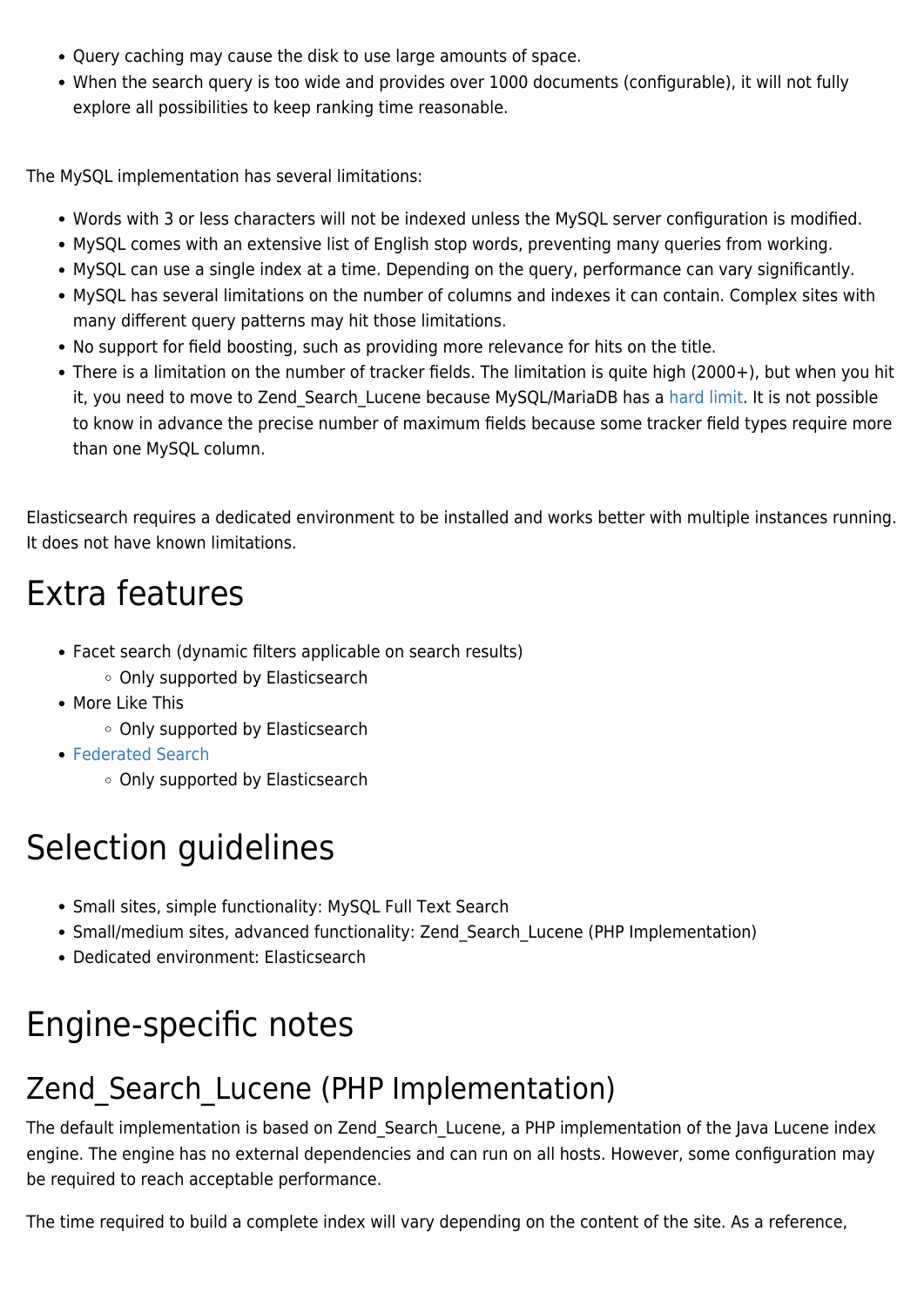- Query caching may cause the disk to use large amounts of space.
- When the search query is too wide and provides over 1000 documents (configurable), it will not fully explore all possibilities to keep ranking time reasonable.

The MySQL implementation has several limitations:

- Words with 3 or less characters will not be indexed unless the MySQL server configuration is modified.
- MySQL comes with an extensive list of English stop words, preventing many queries from working.
- MySQL can use a single index at a time. Depending on the query, performance can vary significantly.
- MySQL has several limitations on the number of columns and indexes it can contain. Complex sites with many different query patterns may hit those limitations.
- No support for field boosting, such as providing more relevance for hits on the title.
- There is a limitation on the number of tracker fields. The limitation is quite high (2000+), but when you hit it, you need to move to Zend_Search_Lucene because MySQL/MariaDB has a hard limit. It is not possible to know in advance the precise number of maximum fields because some tracker field types require more than one MySQL column.

Elasticsearch requires a dedicated environment to be installed and works better with multiple instances running. It does not have known limitations.

# Extra features

- Facet search (dynamic filters applicable on search results)
  - Only supported by Elasticsearch
- More Like This
  - Only supported by Elasticsearch
- Federated Search
  - Only supported by Elasticsearch

# Selection guidelines

- Small sites, simple functionality: MySQL Full Text Search
- Small/medium sites, advanced functionality: Zend_Search_Lucene (PHP Implementation)
- Dedicated environment: Elasticsearch

# Engine-specific notes

## Zend_Search_Lucene (PHP Implementation)

The default implementation is based on Zend_Search_Lucene, a PHP implementation of the Java Lucene index engine. The engine has no external dependencies and can run on all hosts. However, some configuration may be required to reach acceptable performance.

The time required to build a complete index will vary depending on the content of the site. As a reference,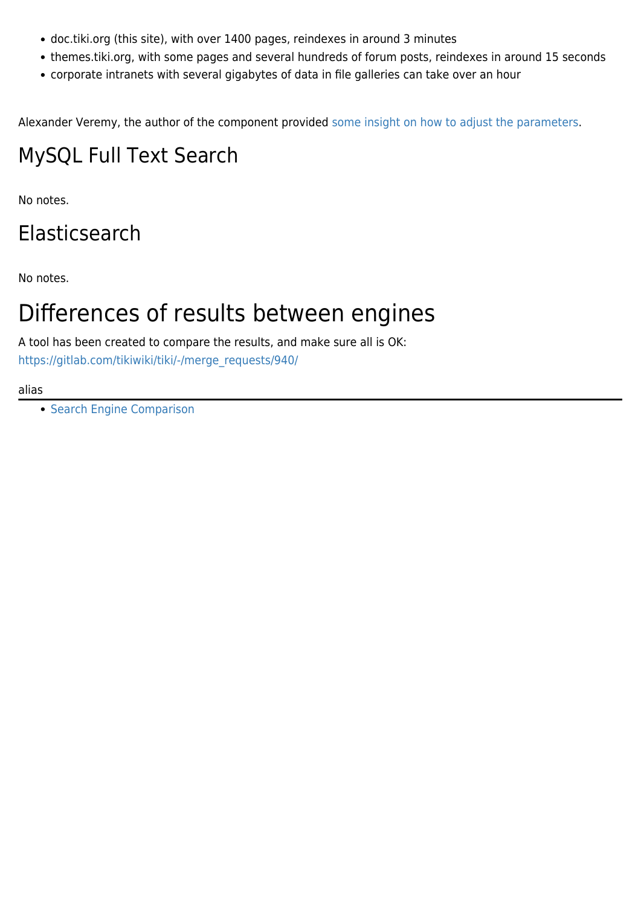- doc.tiki.org (this site), with over 1400 pages, reindexes in around 3 minutes
- themes.tiki.org, with some pages and several hundreds of forum posts, reindexes in around 15 seconds
- corporate intranets with several gigabytes of data in file galleries can take over an hour

Alexander Veremy, the author of the component provided some insight on how to adjust the parameters.

## MySQL Full Text Search

No notes.

## Elasticsearch

No notes.

# Differences of results between engines

A tool has been created to compare the results, and make sure all is OK:
https://gitlab.com/tikiwiki/tiki/-/merge_requests/940/

alias

- Search Engine Comparison